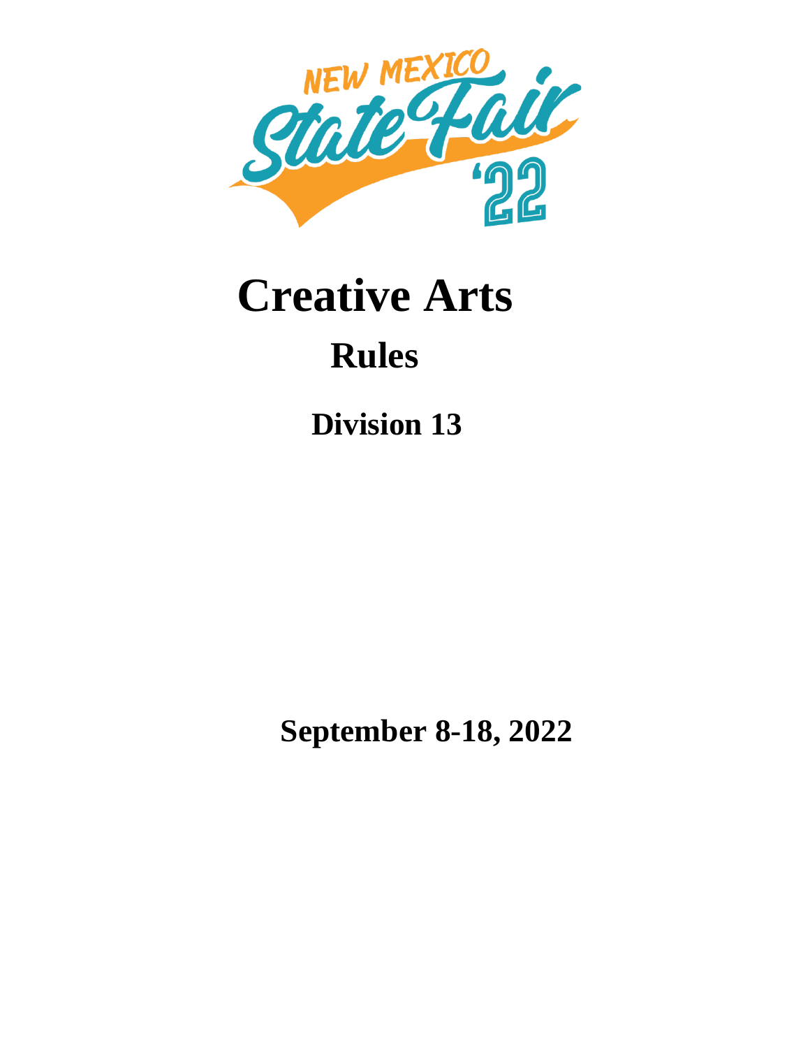NEW MEXICO State Fair '22

# Creative Arts

## Rules

### Division 13

**September 8-18, 2022**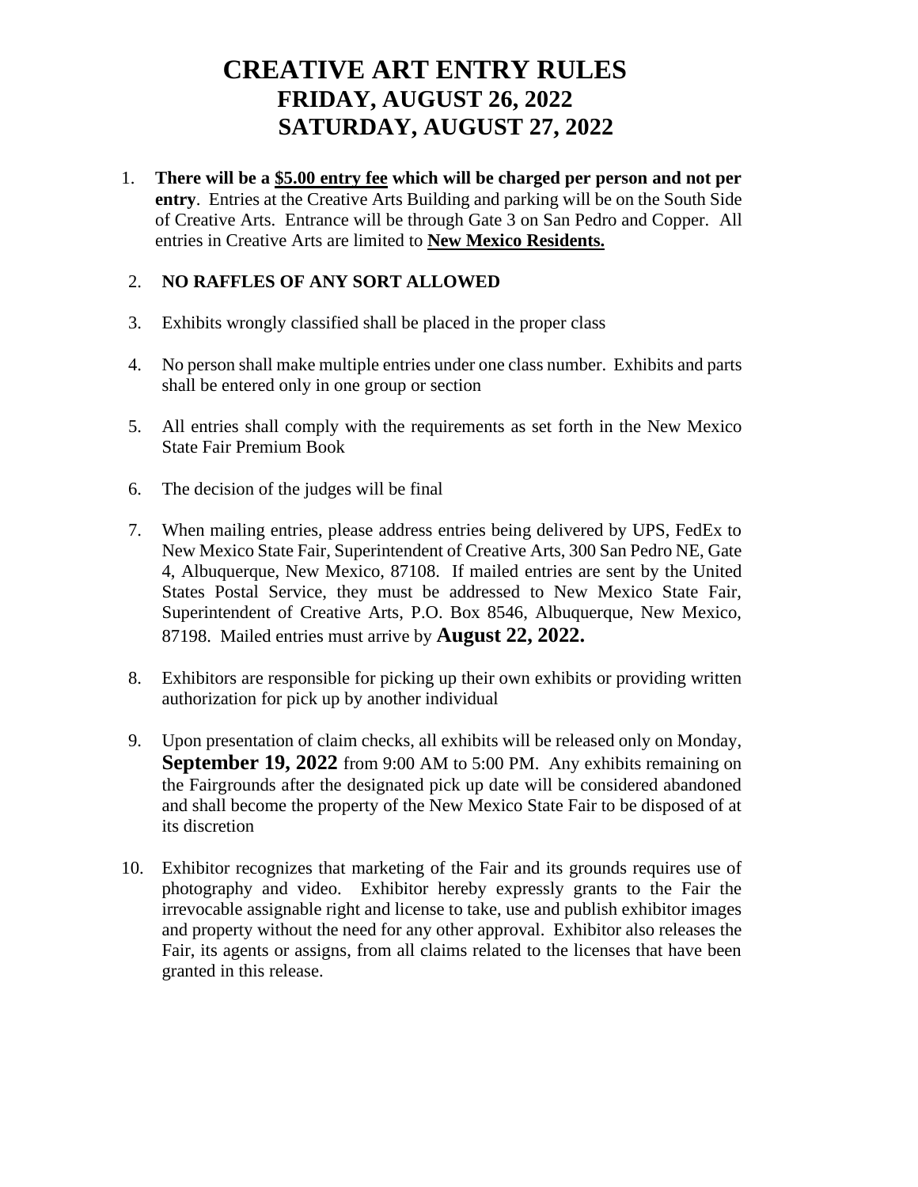# CREATIVE ART ENTRY RULES
## FRIDAY, AUGUST 26, 2022
## SATURDAY, AUGUST 27, 2022

1. **There will be a <u>$5.00 entry fee</u> which will be charged per person and not per entry**. Entries at the Creative Arts Building and parking will be on the South Side of Creative Arts. Entrance will be through Gate 3 on San Pedro and Copper. All entries in Creative Arts are limited to **<u>New Mexico Residents.</u>**

2. **NO RAFFLES OF ANY SORT ALLOWED**

3. Exhibits wrongly classified shall be placed in the proper class

4. No person shall make multiple entries under one class number. Exhibits and parts shall be entered only in one group or section

5. All entries shall comply with the requirements as set forth in the New Mexico State Fair Premium Book

6. The decision of the judges will be final

7. When mailing entries, please address entries being delivered by UPS, FedEx to New Mexico State Fair, Superintendent of Creative Arts, 300 San Pedro NE, Gate 4, Albuquerque, New Mexico, 87108. If mailed entries are sent by the United States Postal Service, they must be addressed to New Mexico State Fair, Superintendent of Creative Arts, P.O. Box 8546, Albuquerque, New Mexico, 87198. Mailed entries must arrive by **August 22, 2022.**

8. Exhibitors are responsible for picking up their own exhibits or providing written authorization for pick up by another individual

9. Upon presentation of claim checks, all exhibits will be released only on Monday, **September 19, 2022** from 9:00 AM to 5:00 PM. Any exhibits remaining on the Fairgrounds after the designated pick up date will be considered abandoned and shall become the property of the New Mexico State Fair to be disposed of at its discretion

10. Exhibitor recognizes that marketing of the Fair and its grounds requires use of photography and video. Exhibitor hereby expressly grants to the Fair the irrevocable assignable right and license to take, use and publish exhibitor images and property without the need for any other approval. Exhibitor also releases the Fair, its agents or assigns, from all claims related to the licenses that have been granted in this release.